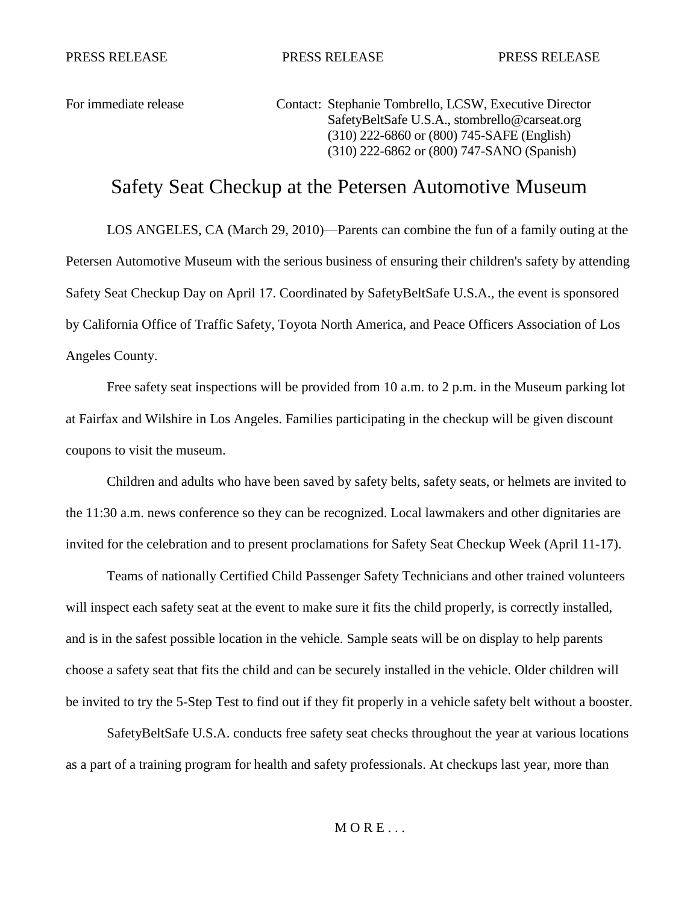PRESS RELEASE PRESS RELEASE PRESS RELEASE

For immediate release

Contact: Stephanie Tombrello, LCSW, Executive Director
SafetyBeltSafe U.S.A., stombrello@carseat.org
(310) 222-6860 or (800) 745-SAFE (English)
(310) 222-6862 or (800) 747-SANO (Spanish)

# Safety Seat Checkup at the Petersen Automotive Museum

LOS ANGELES, CA (March 29, 2010)—Parents can combine the fun of a family outing at the Petersen Automotive Museum with the serious business of ensuring their children's safety by attending Safety Seat Checkup Day on April 17. Coordinated by SafetyBeltSafe U.S.A., the event is sponsored by California Office of Traffic Safety, Toyota North America, and Peace Officers Association of Los Angeles County.

Free safety seat inspections will be provided from 10 a.m. to 2 p.m. in the Museum parking lot at Fairfax and Wilshire in Los Angeles. Families participating in the checkup will be given discount coupons to visit the museum.

Children and adults who have been saved by safety belts, safety seats, or helmets are invited to the 11:30 a.m. news conference so they can be recognized. Local lawmakers and other dignitaries are invited for the celebration and to present proclamations for Safety Seat Checkup Week (April 11-17).

Teams of nationally Certified Child Passenger Safety Technicians and other trained volunteers will inspect each safety seat at the event to make sure it fits the child properly, is correctly installed, and is in the safest possible location in the vehicle. Sample seats will be on display to help parents choose a safety seat that fits the child and can be securely installed in the vehicle. Older children will be invited to try the 5-Step Test to find out if they fit properly in a vehicle safety belt without a booster.

SafetyBeltSafe U.S.A. conducts free safety seat checks throughout the year at various locations as a part of a training program for health and safety professionals. At checkups last year, more than

M O R E . . .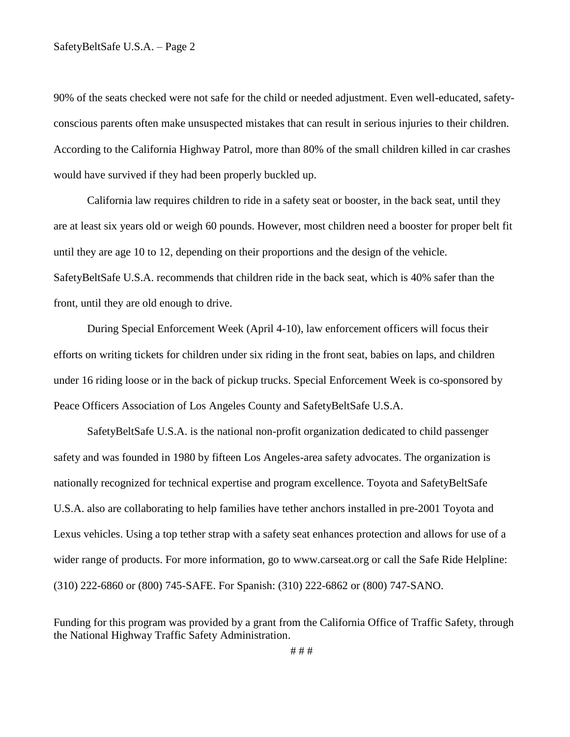90% of the seats checked were not safe for the child or needed adjustment. Even well-educated, safety-conscious parents often make unsuspected mistakes that can result in serious injuries to their children. According to the California Highway Patrol, more than 80% of the small children killed in car crashes would have survived if they had been properly buckled up.

California law requires children to ride in a safety seat or booster, in the back seat, until they are at least six years old or weigh 60 pounds. However, most children need a booster for proper belt fit until they are age 10 to 12, depending on their proportions and the design of the vehicle. SafetyBeltSafe U.S.A. recommends that children ride in the back seat, which is 40% safer than the front, until they are old enough to drive.

During Special Enforcement Week (April 4-10), law enforcement officers will focus their efforts on writing tickets for children under six riding in the front seat, babies on laps, and children under 16 riding loose or in the back of pickup trucks. Special Enforcement Week is co-sponsored by Peace Officers Association of Los Angeles County and SafetyBeltSafe U.S.A.

SafetyBeltSafe U.S.A. is the national non-profit organization dedicated to child passenger safety and was founded in 1980 by fifteen Los Angeles-area safety advocates. The organization is nationally recognized for technical expertise and program excellence. Toyota and SafetyBeltSafe U.S.A. also are collaborating to help families have tether anchors installed in pre-2001 Toyota and Lexus vehicles. Using a top tether strap with a safety seat enhances protection and allows for use of a wider range of products. For more information, go to www.carseat.org or call the Safe Ride Helpline: (310) 222-6860 or (800) 745-SAFE. For Spanish: (310) 222-6862 or (800) 747-SANO.

Funding for this program was provided by a grant from the California Office of Traffic Safety, through the National Highway Traffic Safety Administration.

# # #